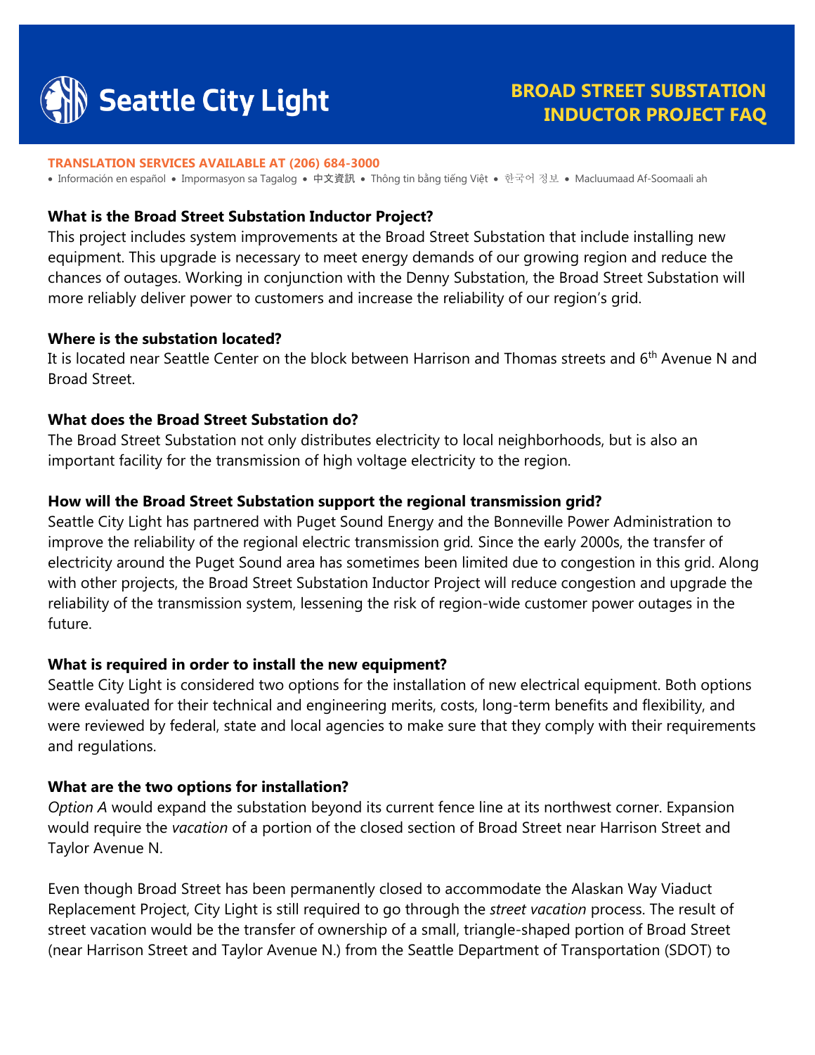Seattle City Light

# BROAD STREET SUBSTATION INDUCTOR PROJECT FAQ

**TRANSLATION SERVICES AVAILABLE AT (206) 684-3000**

• Información en español • Impormasyon sa Tagalog • 中文資訊 • Thông tin bằng tiếng Việt • 한국어 정보 • Macluumaad Af-Soomaali ah

### What is the Broad Street Substation Inductor Project?

This project includes system improvements at the Broad Street Substation that include installing new equipment. This upgrade is necessary to meet energy demands of our growing region and reduce the chances of outages. Working in conjunction with the Denny Substation, the Broad Street Substation will more reliably deliver power to customers and increase the reliability of our region's grid.

### Where is the substation located?

It is located near Seattle Center on the block between Harrison and Thomas streets and 6th Avenue N and Broad Street.

### What does the Broad Street Substation do?

The Broad Street Substation not only distributes electricity to local neighborhoods, but is also an important facility for the transmission of high voltage electricity to the region.

### How will the Broad Street Substation support the regional transmission grid?

Seattle City Light has partnered with Puget Sound Energy and the Bonneville Power Administration to improve the reliability of the regional electric transmission grid. Since the early 2000s, the transfer of electricity around the Puget Sound area has sometimes been limited due to congestion in this grid. Along with other projects, the Broad Street Substation Inductor Project will reduce congestion and upgrade the reliability of the transmission system, lessening the risk of region-wide customer power outages in the future.

### What is required in order to install the new equipment?

Seattle City Light is considered two options for the installation of new electrical equipment. Both options were evaluated for their technical and engineering merits, costs, long-term benefits and flexibility, and were reviewed by federal, state and local agencies to make sure that they comply with their requirements and regulations.

### What are the two options for installation?

*Option A* would expand the substation beyond its current fence line at its northwest corner. Expansion would require the *vacation* of a portion of the closed section of Broad Street near Harrison Street and Taylor Avenue N.

Even though Broad Street has been permanently closed to accommodate the Alaskan Way Viaduct Replacement Project, City Light is still required to go through the *street vacation* process. The result of street vacation would be the transfer of ownership of a small, triangle-shaped portion of Broad Street (near Harrison Street and Taylor Avenue N.) from the Seattle Department of Transportation (SDOT) to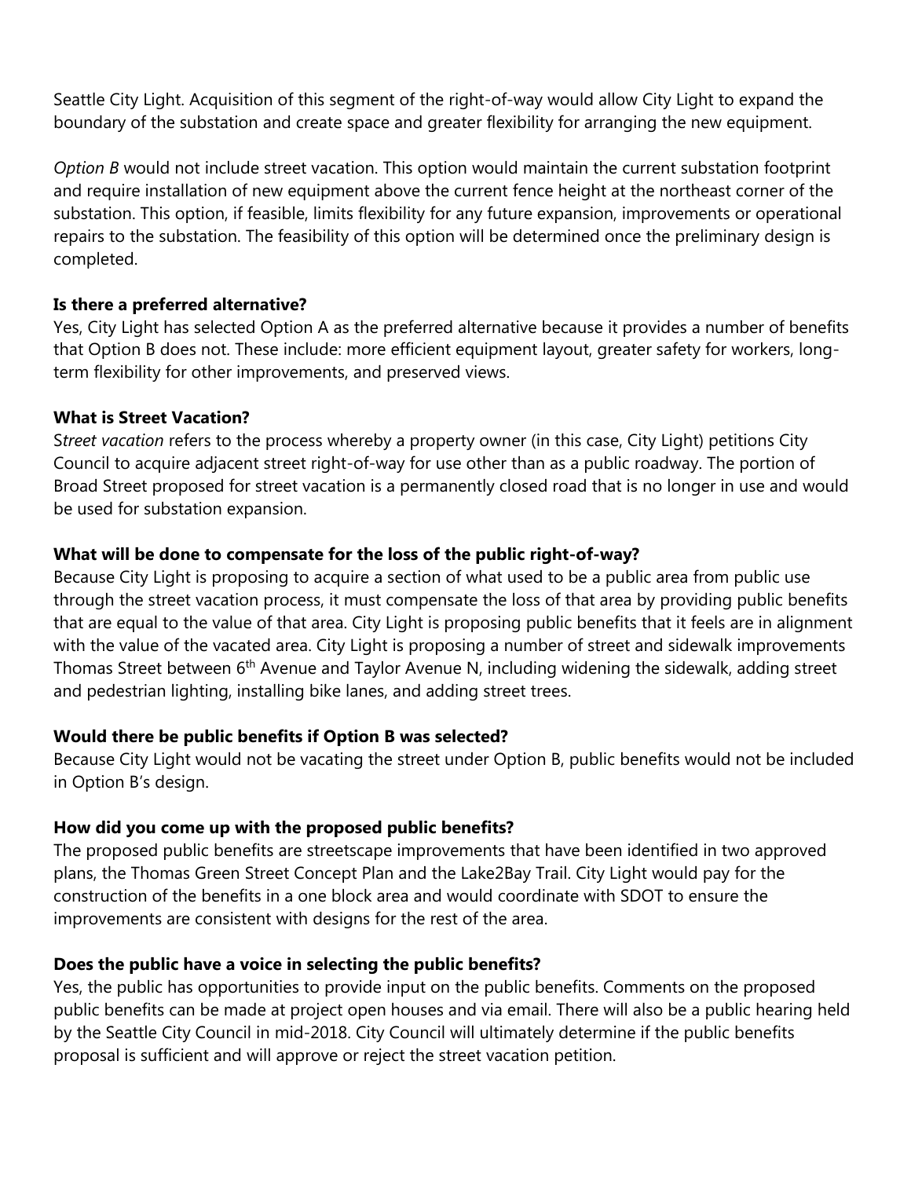Seattle City Light. Acquisition of this segment of the right-of-way would allow City Light to expand the boundary of the substation and create space and greater flexibility for arranging the new equipment.

*Option B* would not include street vacation. This option would maintain the current substation footprint and require installation of new equipment above the current fence height at the northeast corner of the substation. This option, if feasible, limits flexibility for any future expansion, improvements or operational repairs to the substation. The feasibility of this option will be determined once the preliminary design is completed.

**Is there a preferred alternative?**

Yes, City Light has selected Option A as the preferred alternative because it provides a number of benefits that Option B does not. These include: more efficient equipment layout, greater safety for workers, long-term flexibility for other improvements, and preserved views.

**What is Street Vacation?**

S*treet vacation* refers to the process whereby a property owner (in this case, City Light) petitions City Council to acquire adjacent street right-of-way for use other than as a public roadway. The portion of Broad Street proposed for street vacation is a permanently closed road that is no longer in use and would be used for substation expansion.

**What will be done to compensate for the loss of the public right-of-way?**

Because City Light is proposing to acquire a section of what used to be a public area from public use through the street vacation process, it must compensate the loss of that area by providing public benefits that are equal to the value of that area. City Light is proposing public benefits that it feels are in alignment with the value of the vacated area. City Light is proposing a number of street and sidewalk improvements Thomas Street between 6th Avenue and Taylor Avenue N, including widening the sidewalk, adding street and pedestrian lighting, installing bike lanes, and adding street trees.

**Would there be public benefits if Option B was selected?**

Because City Light would not be vacating the street under Option B, public benefits would not be included in Option B's design.

**How did you come up with the proposed public benefits?**

The proposed public benefits are streetscape improvements that have been identified in two approved plans, the Thomas Green Street Concept Plan and the Lake2Bay Trail. City Light would pay for the construction of the benefits in a one block area and would coordinate with SDOT to ensure the improvements are consistent with designs for the rest of the area.

**Does the public have a voice in selecting the public benefits?**

Yes, the public has opportunities to provide input on the public benefits. Comments on the proposed public benefits can be made at project open houses and via email. There will also be a public hearing held by the Seattle City Council in mid-2018. City Council will ultimately determine if the public benefits proposal is sufficient and will approve or reject the street vacation petition.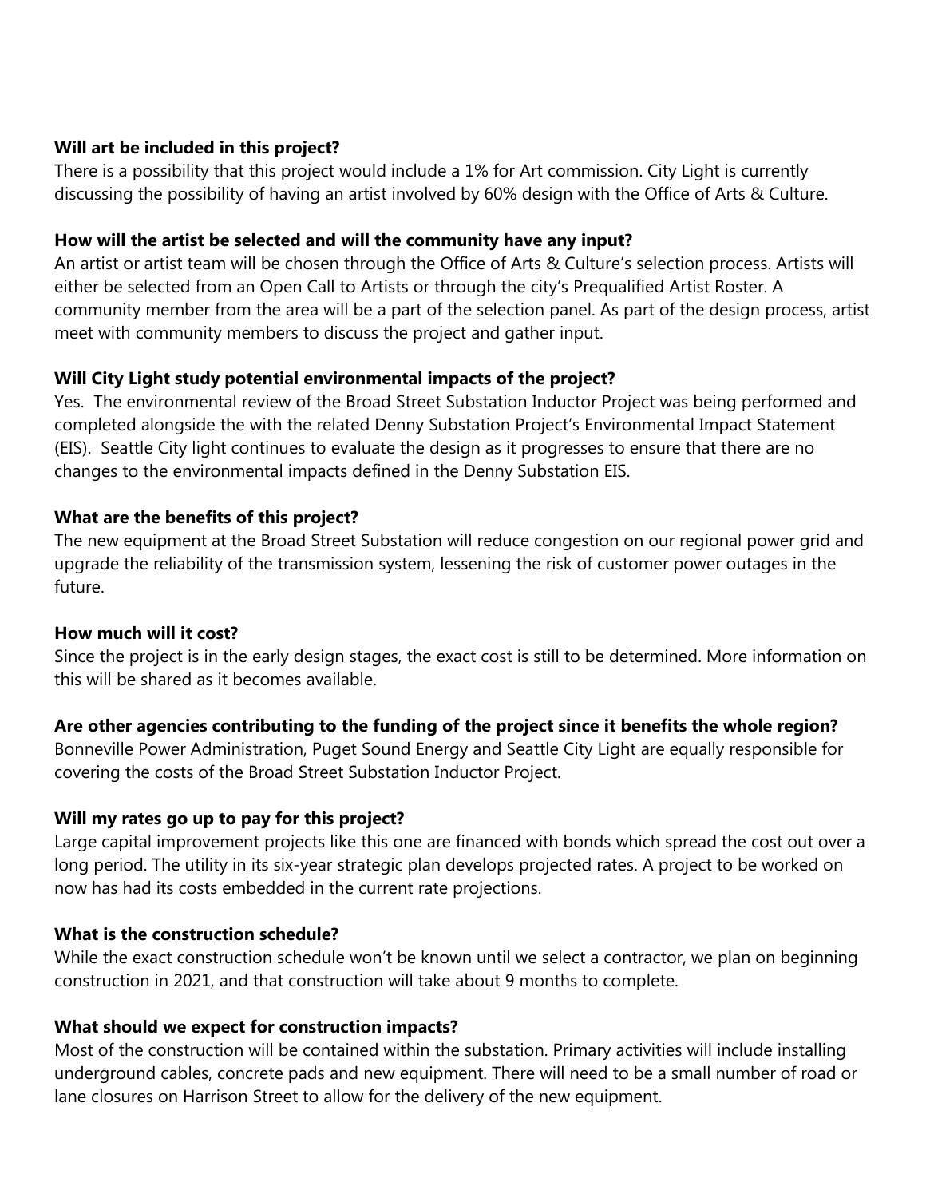**Will art be included in this project?**

There is a possibility that this project would include a 1% for Art commission. City Light is currently discussing the possibility of having an artist involved by 60% design with the Office of Arts & Culture.

**How will the artist be selected and will the community have any input?**

An artist or artist team will be chosen through the Office of Arts & Culture's selection process. Artists will either be selected from an Open Call to Artists or through the city's Prequalified Artist Roster. A community member from the area will be a part of the selection panel. As part of the design process, artist meet with community members to discuss the project and gather input.

**Will City Light study potential environmental impacts of the project?**

Yes. The environmental review of the Broad Street Substation Inductor Project was being performed and completed alongside the with the related Denny Substation Project's Environmental Impact Statement (EIS). Seattle City light continues to evaluate the design as it progresses to ensure that there are no changes to the environmental impacts defined in the Denny Substation EIS.

**What are the benefits of this project?**

The new equipment at the Broad Street Substation will reduce congestion on our regional power grid and upgrade the reliability of the transmission system, lessening the risk of customer power outages in the future.

**How much will it cost?**

Since the project is in the early design stages, the exact cost is still to be determined. More information on this will be shared as it becomes available.

**Are other agencies contributing to the funding of the project since it benefits the whole region?**

Bonneville Power Administration, Puget Sound Energy and Seattle City Light are equally responsible for covering the costs of the Broad Street Substation Inductor Project.

**Will my rates go up to pay for this project?**

Large capital improvement projects like this one are financed with bonds which spread the cost out over a long period. The utility in its six-year strategic plan develops projected rates. A project to be worked on now has had its costs embedded in the current rate projections.

**What is the construction schedule?**

While the exact construction schedule won't be known until we select a contractor, we plan on beginning construction in 2021, and that construction will take about 9 months to complete.

**What should we expect for construction impacts?**

Most of the construction will be contained within the substation. Primary activities will include installing underground cables, concrete pads and new equipment. There will need to be a small number of road or lane closures on Harrison Street to allow for the delivery of the new equipment.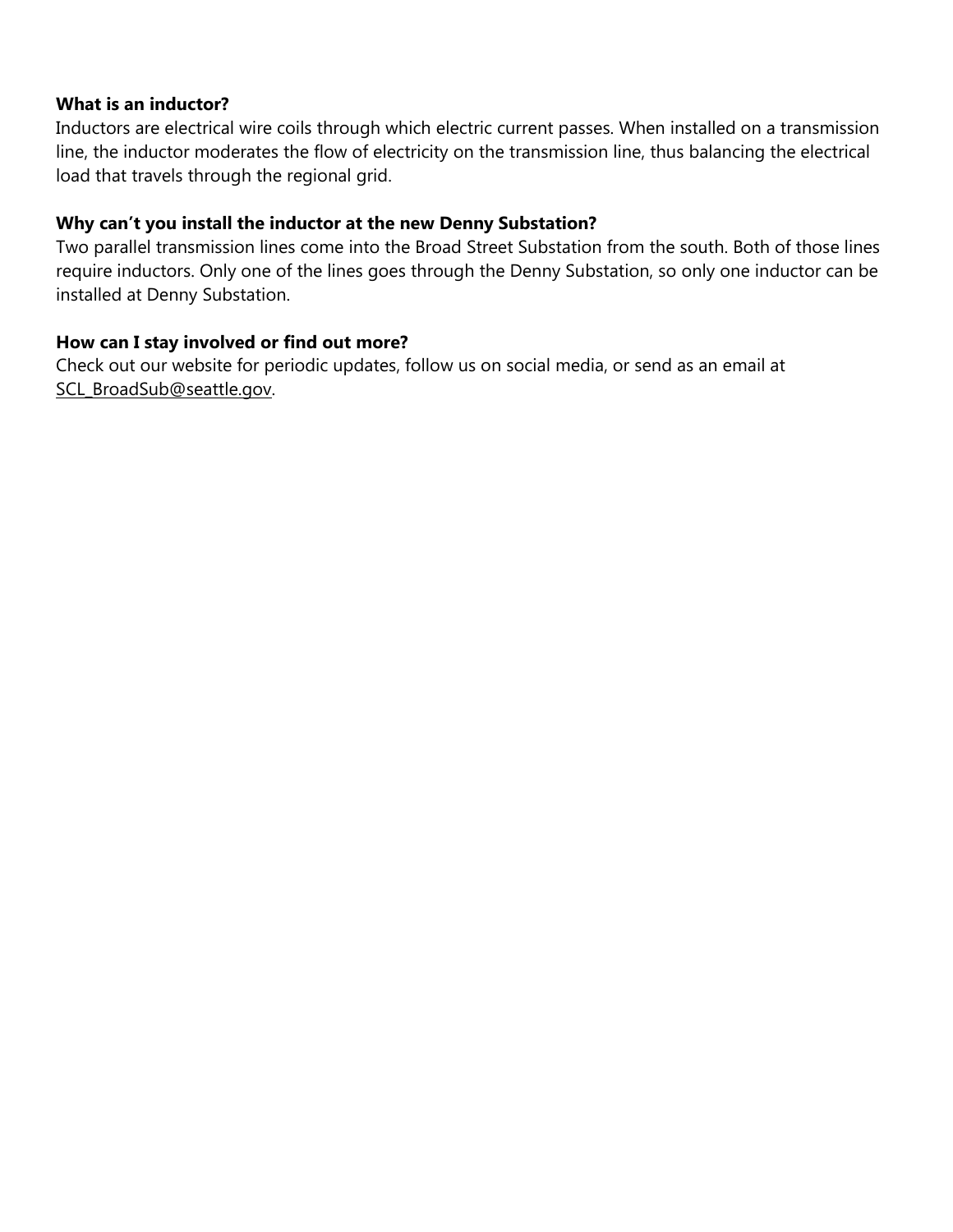**What is an inductor?**

Inductors are electrical wire coils through which electric current passes. When installed on a transmission line, the inductor moderates the flow of electricity on the transmission line, thus balancing the electrical load that travels through the regional grid.

**Why can't you install the inductor at the new Denny Substation?**

Two parallel transmission lines come into the Broad Street Substation from the south. Both of those lines require inductors. Only one of the lines goes through the Denny Substation, so only one inductor can be installed at Denny Substation.

**How can I stay involved or find out more?**

Check out our website for periodic updates, follow us on social media, or send as an email at SCL_BroadSub@seattle.gov.